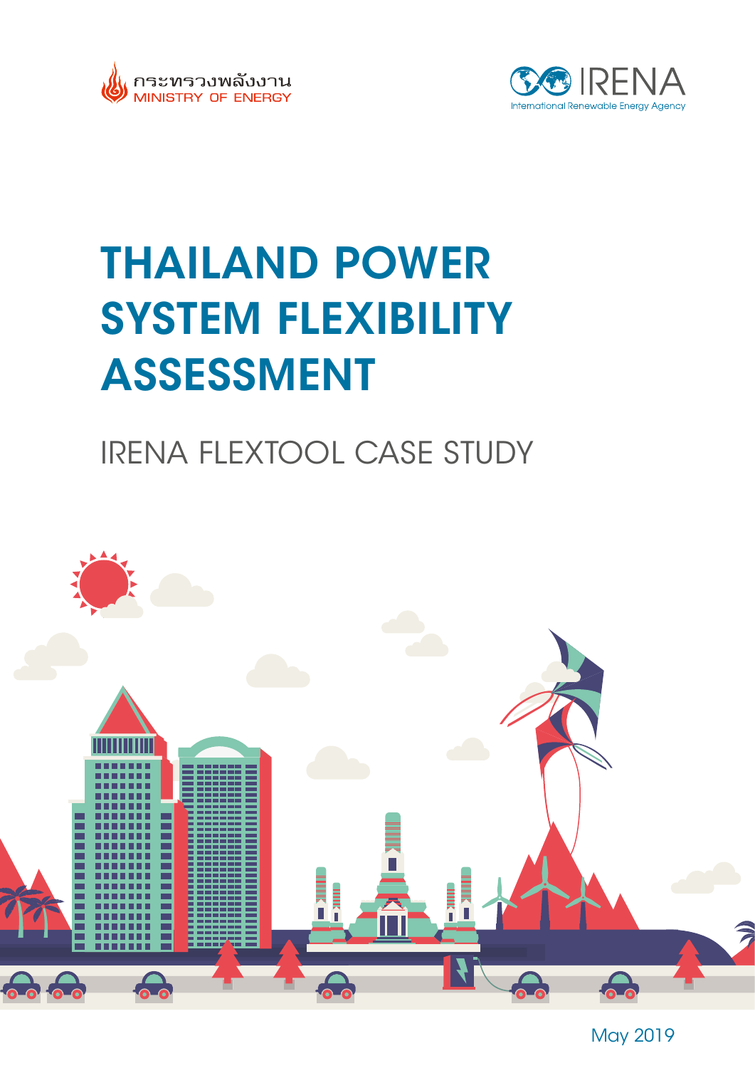กระทรวงพลังงาน
MINISTRY OF ENERGY

IRENA
International Renewable Energy Agency

# THAILAND POWER SYSTEM FLEXIBILITY ASSESSMENT

## IRENA FLEXTOOL CASE STUDY

May 2019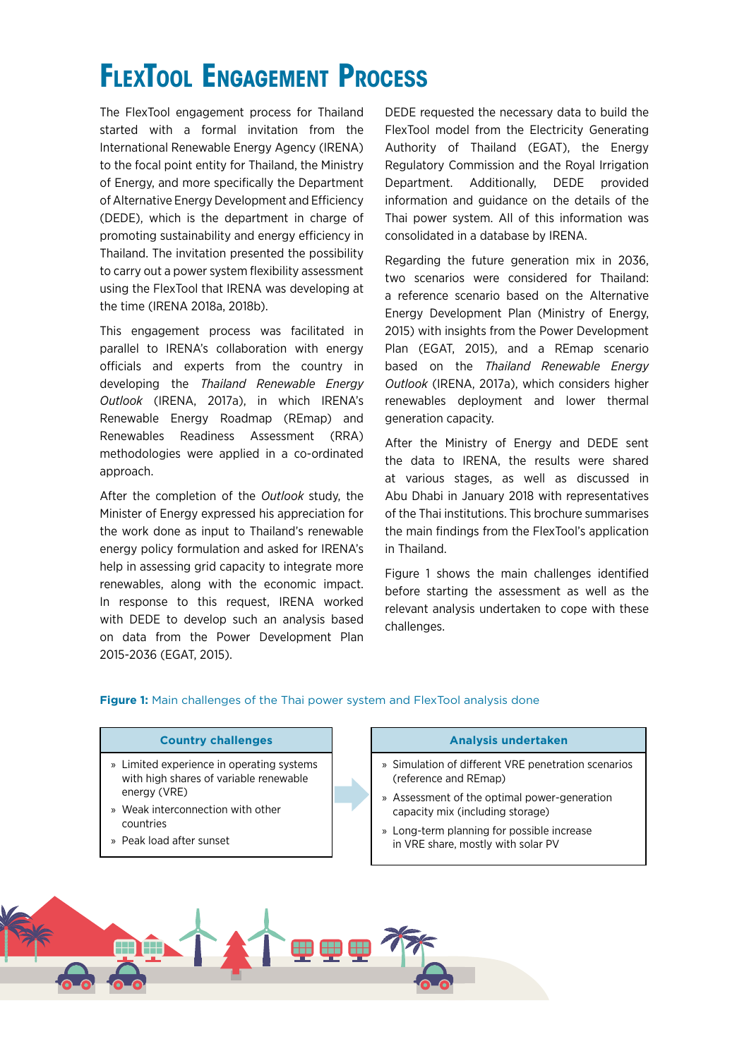# FlexTool Engagement Process

The FlexTool engagement process for Thailand started with a formal invitation from the International Renewable Energy Agency (IRENA) to the focal point entity for Thailand, the Ministry of Energy, and more specifically the Department of Alternative Energy Development and Efficiency (DEDE), which is the department in charge of promoting sustainability and energy efficiency in Thailand. The invitation presented the possibility to carry out a power system flexibility assessment using the FlexTool that IRENA was developing at the time (IRENA 2018a, 2018b).

This engagement process was facilitated in parallel to IRENA's collaboration with energy officials and experts from the country in developing the *Thailand Renewable Energy Outlook* (IRENA, 2017a), in which IRENA's Renewable Energy Roadmap (REmap) and Renewables Readiness Assessment (RRA) methodologies were applied in a co-ordinated approach.

After the completion of the *Outlook* study, the Minister of Energy expressed his appreciation for the work done as input to Thailand's renewable energy policy formulation and asked for IRENA's help in assessing grid capacity to integrate more renewables, along with the economic impact. In response to this request, IRENA worked with DEDE to develop such an analysis based on data from the Power Development Plan 2015-2036 (EGAT, 2015).

DEDE requested the necessary data to build the FlexTool model from the Electricity Generating Authority of Thailand (EGAT), the Energy Regulatory Commission and the Royal Irrigation Department. Additionally, DEDE provided information and guidance on the details of the Thai power system. All of this information was consolidated in a database by IRENA.

Regarding the future generation mix in 2036, two scenarios were considered for Thailand: a reference scenario based on the Alternative Energy Development Plan (Ministry of Energy, 2015) with insights from the Power Development Plan (EGAT, 2015), and a REmap scenario based on the *Thailand Renewable Energy Outlook* (IRENA, 2017a), which considers higher renewables deployment and lower thermal generation capacity.

After the Ministry of Energy and DEDE sent the data to IRENA, the results were shared at various stages, as well as discussed in Abu Dhabi in January 2018 with representatives of the Thai institutions. This brochure summarises the main findings from the FlexTool's application in Thailand.

Figure 1 shows the main challenges identified before starting the assessment as well as the relevant analysis undertaken to cope with these challenges.

**Figure 1:** Main challenges of the Thai power system and FlexTool analysis done

| Country challenges | Analysis undertaken |
|---|---|
| » Limited experience in operating systems with high shares of variable renewable energy (VRE) | » Simulation of different VRE penetration scenarios (reference and REmap) |
| » Weak interconnection with other countries | » Assessment of the optimal power-generation capacity mix (including storage) |
| » Peak load after sunset | » Long-term planning for possible increase in VRE share, mostly with solar PV |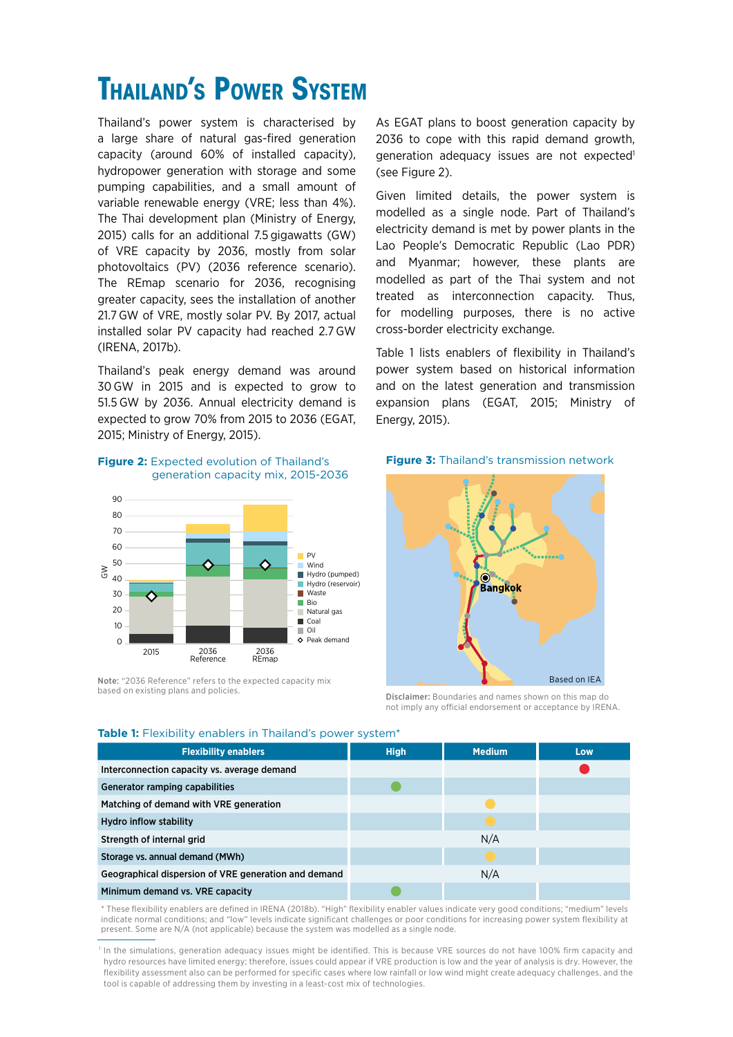# Thailand's Power System

Thailand's power system is characterised by a large share of natural gas-fired generation capacity (around 60% of installed capacity), hydropower generation with storage and some pumping capabilities, and a small amount of variable renewable energy (VRE; less than 4%). The Thai development plan (Ministry of Energy, 2015) calls for an additional 7.5 gigawatts (GW) of VRE capacity by 2036, mostly from solar photovoltaics (PV) (2036 reference scenario). The REmap scenario for 2036, recognising greater capacity, sees the installation of another 21.7 GW of VRE, mostly solar PV. By 2017, actual installed solar PV capacity had reached 2.7 GW (IRENA, 2017b).

Thailand's peak energy demand was around 30 GW in 2015 and is expected to grow to 51.5 GW by 2036. Annual electricity demand is expected to grow 70% from 2015 to 2036 (EGAT, 2015; Ministry of Energy, 2015).

As EGAT plans to boost generation capacity by 2036 to cope with this rapid demand growth, generation adequacy issues are not expected[1] (see Figure 2).

Given limited details, the power system is modelled as a single node. Part of Thailand's electricity demand is met by power plants in the Lao People's Democratic Republic (Lao PDR) and Myanmar; however, these plants are modelled as part of the Thai system and not treated as interconnection capacity. Thus, for modelling purposes, there is no active cross-border electricity exchange.

Table 1 lists enablers of flexibility in Thailand's power system based on historical information and on the latest generation and transmission expansion plans (EGAT, 2015; Ministry of Energy, 2015).

**Figure 2:** Expected evolution of Thailand's generation capacity mix, 2015-2036

**Note:** "2036 Reference" refers to the expected capacity mix based on existing plans and policies.

**Figure 3:** Thailand's transmission network

**Disclaimer:** Boundaries and names shown on this map do not imply any official endorsement or acceptance by IRENA.

**Table 1:** Flexibility enablers in Thailand's power system*

| Flexibility enablers | High | Medium | Low |
|---|---|---|---|
| Interconnection capacity vs. average demand | | | ● |
| Generator ramping capabilities | ● | | |
| Matching of demand with VRE generation | | ● | |
| Hydro inflow stability | | ● | |
| Strength of internal grid | | N/A | |
| Storage vs. annual demand (MWh) | | ● | |
| Geographical dispersion of VRE generation and demand | | N/A | |
| Minimum demand vs. VRE capacity | ● | | |

\* These flexibility enablers are defined in IRENA (2018b). "High" flexibility enabler values indicate very good conditions; "medium" levels indicate normal conditions; and "low" levels indicate significant challenges or poor conditions for increasing power system flexibility at present. Some are N/A (not applicable) because the system was modelled as a single node.

[1] In the simulations, generation adequacy issues might be identified. This is because VRE sources do not have 100% firm capacity and hydro resources have limited energy; therefore, issues could appear if VRE production is low and the year of analysis is dry. However, the flexibility assessment also can be performed for specific cases where low rainfall or low wind might create adequacy challenges, and the tool is capable of addressing them by investing in a least-cost mix of technologies.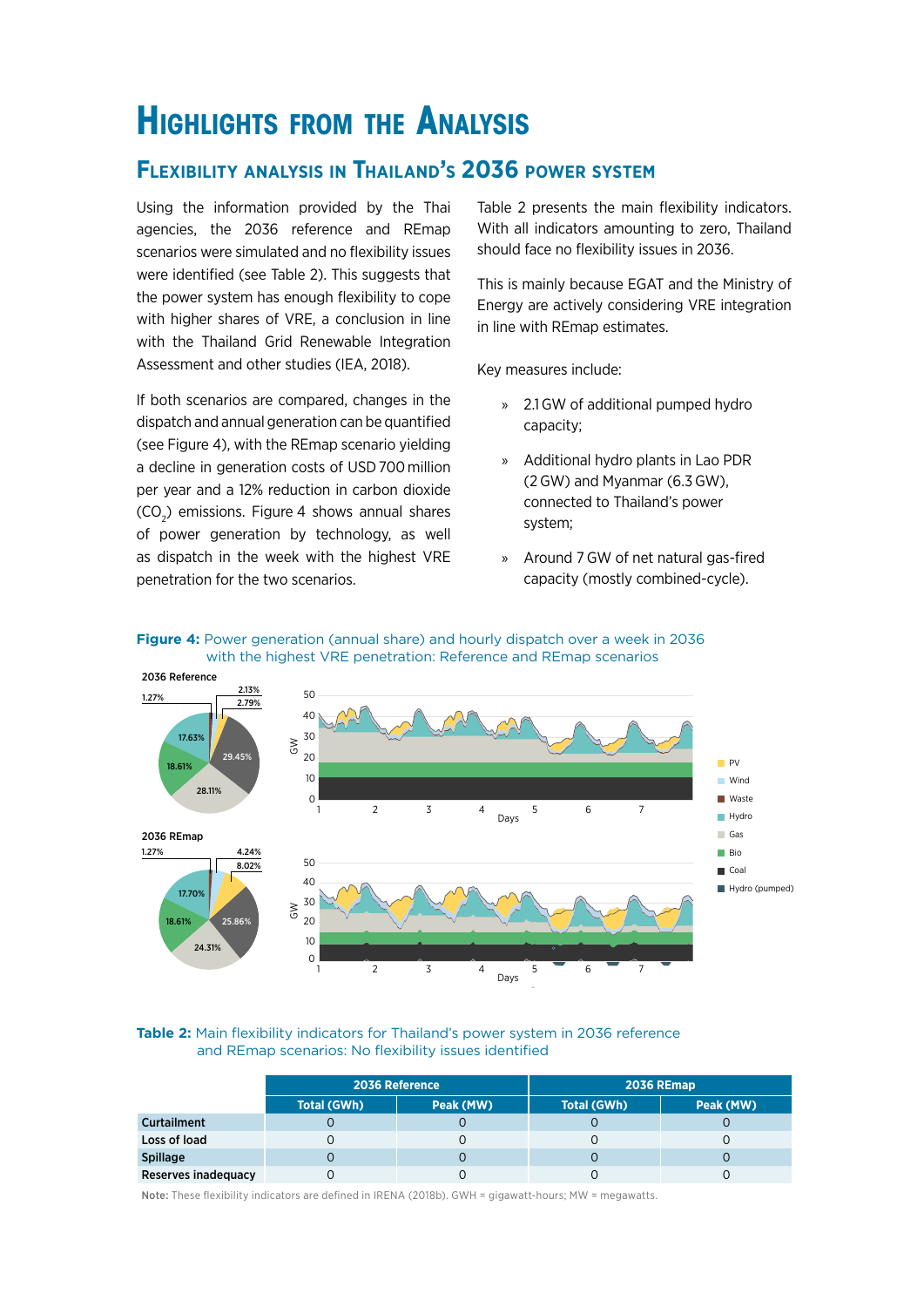# Highlights from the Analysis

## Flexibility analysis in Thailand's 2036 power system

Using the information provided by the Thai agencies, the 2036 reference and REmap scenarios were simulated and no flexibility issues were identified (see Table 2). This suggests that the power system has enough flexibility to cope with higher shares of VRE, a conclusion in line with the Thailand Grid Renewable Integration Assessment and other studies (IEA, 2018).

If both scenarios are compared, changes in the dispatch and annual generation can be quantified (see Figure 4), with the REmap scenario yielding a decline in generation costs of USD 700 million per year and a 12% reduction in carbon dioxide ($CO_2$) emissions. Figure 4 shows annual shares of power generation by technology, as well as dispatch in the week with the highest VRE penetration for the two scenarios.

Table 2 presents the main flexibility indicators. With all indicators amounting to zero, Thailand should face no flexibility issues in 2036.

This is mainly because EGAT and the Ministry of Energy are actively considering VRE integration in line with REmap estimates.

Key measures include:

- 2.1 GW of additional pumped hydro capacity;
- Additional hydro plants in Lao PDR (2 GW) and Myanmar (6.3 GW), connected to Thailand's power system;
- Around 7 GW of net natural gas-fired capacity (mostly combined-cycle).

**Figure 4:** Power generation (annual share) and hourly dispatch over a week in 2036 with the highest VRE penetration: Reference and REmap scenarios

**Table 2:** Main flexibility indicators for Thailand's power system in 2036 reference and REmap scenarios: No flexibility issues identified

| | 2036 Reference | | 2036 REmap | |
|---|---|---|---|---|
| | Total (GWh) | Peak (MW) | Total (GWh) | Peak (MW) |
| **Curtailment** | 0 | 0 | 0 | 0 |
| **Loss of load** | 0 | 0 | 0 | 0 |
| **Spillage** | 0 | 0 | 0 | 0 |
| **Reserves inadequacy** | 0 | 0 | 0 | 0 |

**Note:** These flexibility indicators are defined in IRENA (2018b). GWH = gigawatt-hours; MW = megawatts.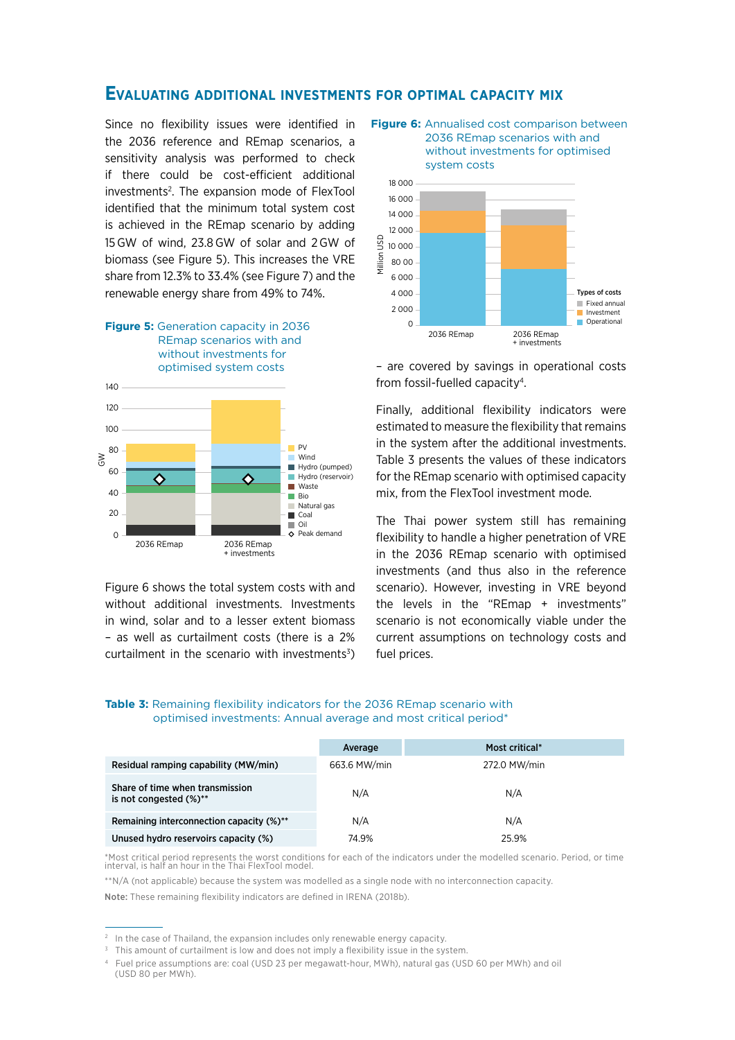## Evaluating additional investments for optimal capacity mix

Since no flexibility issues were identified in the 2036 reference and REmap scenarios, a sensitivity analysis was performed to check if there could be cost-efficient additional investments[2]. The expansion mode of FlexTool identified that the minimum total system cost is achieved in the REmap scenario by adding 15 GW of wind, 23.8 GW of solar and 2 GW of biomass (see Figure 5). This increases the VRE share from 12.3% to 33.4% (see Figure 7) and the renewable energy share from 49% to 74%.

**Figure 5:** Generation capacity in 2036 REmap scenarios with and without investments for optimised system costs

Figure 6 shows the total system costs with and without additional investments. Investments in wind, solar and to a lesser extent biomass – as well as curtailment costs (there is a 2% curtailment in the scenario with investments[3]) – are covered by savings in operational costs from fossil-fuelled capacity[4].

**Figure 6:** Annualised cost comparison between 2036 REmap scenarios with and without investments for optimised system costs

Finally, additional flexibility indicators were estimated to measure the flexibility that remains in the system after the additional investments. Table 3 presents the values of these indicators for the REmap scenario with optimised capacity mix, from the FlexTool investment mode.

The Thai power system still has remaining flexibility to handle a higher penetration of VRE in the 2036 REmap scenario with optimised investments (and thus also in the reference scenario). However, investing in VRE beyond the levels in the "REmap + investments" scenario is not economically viable under the current assumptions on technology costs and fuel prices.

**Table 3:** Remaining flexibility indicators for the 2036 REmap scenario with optimised investments: Annual average and most critical period*

| | Average | Most critical* |
|---|---|---|
| **Residual ramping capability (MW/min)** | 663.6 MW/min | 272.0 MW/min |
| **Share of time when transmission is not congested (%)**\*\* | N/A | N/A |
| **Remaining interconnection capacity (%)**\*\* | N/A | N/A |
| **Unused hydro reservoirs capacity (%)** | 74.9% | 25.9% |

*Most critical period represents the worst conditions for each of the indicators under the modelled scenario. Period, or time interval, is half an hour in the Thai FlexTool model.

**N/A (not applicable) because the system was modelled as a single node with no interconnection capacity.

**Note:** These remaining flexibility indicators are defined in IRENA (2018b).

[2] In the case of Thailand, the expansion includes only renewable energy capacity.

[3] This amount of curtailment is low and does not imply a flexibility issue in the system.

[4] Fuel price assumptions are: coal (USD 23 per megawatt-hour, MWh), natural gas (USD 60 per MWh) and oil (USD 80 per MWh).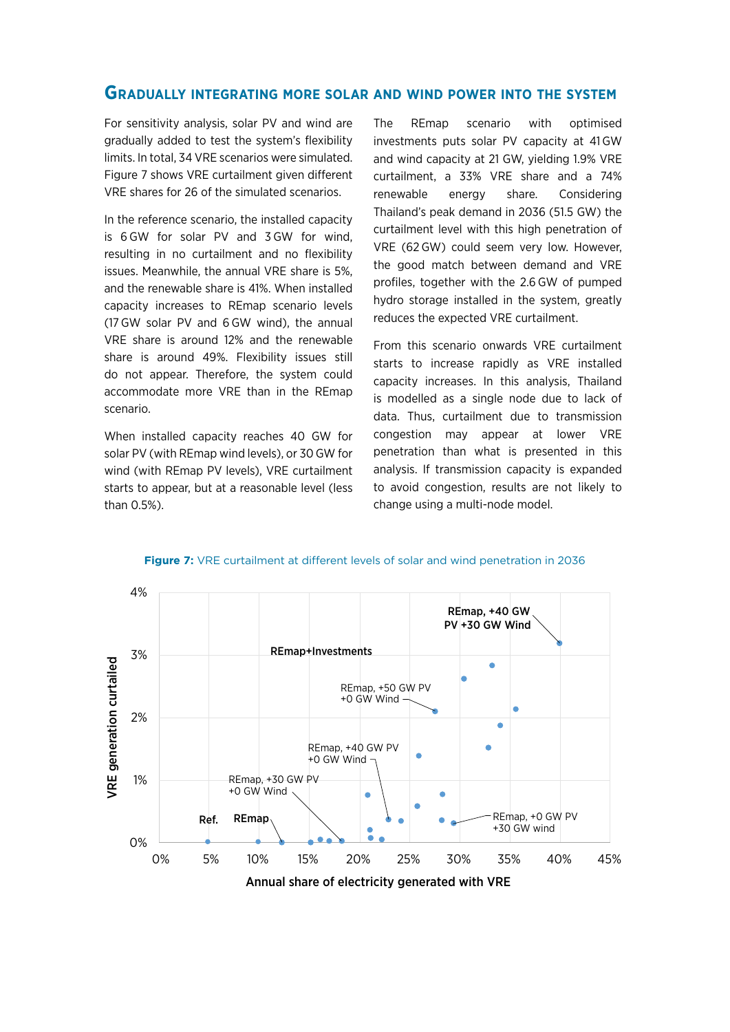## Gradually integrating more solar and wind power into the system

For sensitivity analysis, solar PV and wind are gradually added to test the system's flexibility limits. In total, 34 VRE scenarios were simulated. Figure 7 shows VRE curtailment given different VRE shares for 26 of the simulated scenarios.

In the reference scenario, the installed capacity is 6 GW for solar PV and 3 GW for wind, resulting in no curtailment and no flexibility issues. Meanwhile, the annual VRE share is 5%, and the renewable share is 41%. When installed capacity increases to REmap scenario levels (17 GW solar PV and 6 GW wind), the annual VRE share is around 12% and the renewable share is around 49%. Flexibility issues still do not appear. Therefore, the system could accommodate more VRE than in the REmap scenario.

When installed capacity reaches 40 GW for solar PV (with REmap wind levels), or 30 GW for wind (with REmap PV levels), VRE curtailment starts to appear, but at a reasonable level (less than 0.5%).

The REmap scenario with optimised investments puts solar PV capacity at 41 GW and wind capacity at 21 GW, yielding 1.9% VRE curtailment, a 33% VRE share and a 74% renewable energy share. Considering Thailand's peak demand in 2036 (51.5 GW) the curtailment level with this high penetration of VRE (62 GW) could seem very low. However, the good match between demand and VRE profiles, together with the 2.6 GW of pumped hydro storage installed in the system, greatly reduces the expected VRE curtailment.

From this scenario onwards VRE curtailment starts to increase rapidly as VRE installed capacity increases. In this analysis, Thailand is modelled as a single node due to lack of data. Thus, curtailment due to transmission congestion may appear at lower VRE penetration than what is presented in this analysis. If transmission capacity is expanded to avoid congestion, results are not likely to change using a multi-node model.

**Figure 7:** VRE curtailment at different levels of solar and wind penetration in 2036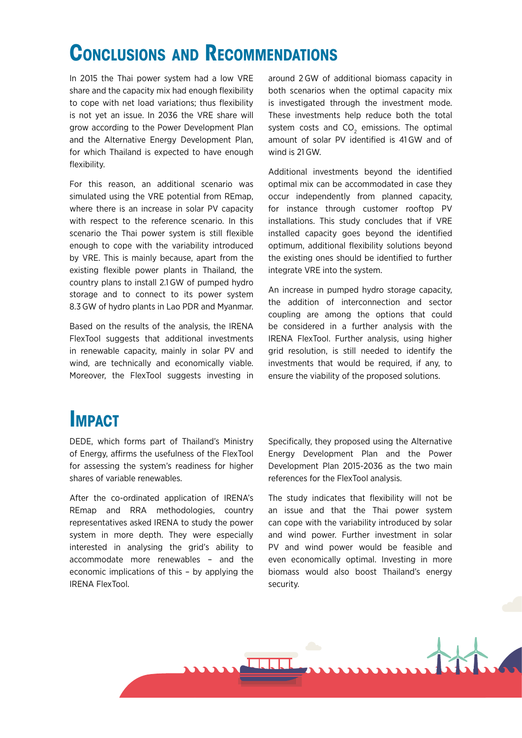# Conclusions and Recommendations

In 2015 the Thai power system had a low VRE share and the capacity mix had enough flexibility to cope with net load variations; thus flexibility is not yet an issue. In 2036 the VRE share will grow according to the Power Development Plan and the Alternative Energy Development Plan, for which Thailand is expected to have enough flexibility.

For this reason, an additional scenario was simulated using the VRE potential from REmap, where there is an increase in solar PV capacity with respect to the reference scenario. In this scenario the Thai power system is still flexible enough to cope with the variability introduced by VRE. This is mainly because, apart from the existing flexible power plants in Thailand, the country plans to install 2.1 GW of pumped hydro storage and to connect to its power system 8.3 GW of hydro plants in Lao PDR and Myanmar.

Based on the results of the analysis, the IRENA FlexTool suggests that additional investments in renewable capacity, mainly in solar PV and wind, are technically and economically viable. Moreover, the FlexTool suggests investing in around 2 GW of additional biomass capacity in both scenarios when the optimal capacity mix is investigated through the investment mode. These investments help reduce both the total system costs and $CO_2$ emissions. The optimal amount of solar PV identified is 41 GW and of wind is 21 GW.

Additional investments beyond the identified optimal mix can be accommodated in case they occur independently from planned capacity, for instance through customer rooftop PV installations. This study concludes that if VRE installed capacity goes beyond the identified optimum, additional flexibility solutions beyond the existing ones should be identified to further integrate VRE into the system.

An increase in pumped hydro storage capacity, the addition of interconnection and sector coupling are among the options that could be considered in a further analysis with the IRENA FlexTool. Further analysis, using higher grid resolution, is still needed to identify the investments that would be required, if any, to ensure the viability of the proposed solutions.

# Impact

DEDE, which forms part of Thailand's Ministry of Energy, affirms the usefulness of the FlexTool for assessing the system's readiness for higher shares of variable renewables.

After the co-ordinated application of IRENA's REmap and RRA methodologies, country representatives asked IRENA to study the power system in more depth. They were especially interested in analysing the grid's ability to accommodate more renewables – and the economic implications of this – by applying the IRENA FlexTool.

Specifically, they proposed using the Alternative Energy Development Plan and the Power Development Plan 2015-2036 as the two main references for the FlexTool analysis.

The study indicates that flexibility will not be an issue and that the Thai power system can cope with the variability introduced by solar and wind power. Further investment in solar PV and wind power would be feasible and even economically optimal. Investing in more biomass would also boost Thailand's energy security.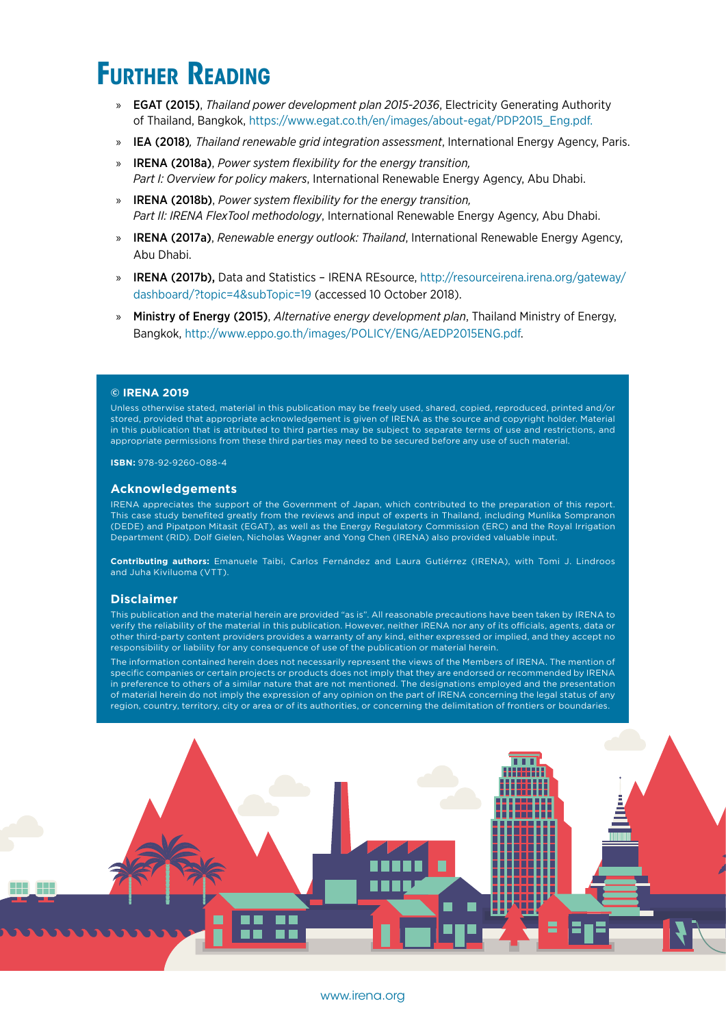# Further Reading

- **EGAT (2015)**, *Thailand power development plan 2015-2036*, Electricity Generating Authority of Thailand, Bangkok, https://www.egat.co.th/en/images/about-egat/PDP2015_Eng.pdf.
- **IEA (2018)**, *Thailand renewable grid integration assessment*, International Energy Agency, Paris.
- **IRENA (2018a)**, *Power system flexibility for the energy transition, Part I: Overview for policy makers*, International Renewable Energy Agency, Abu Dhabi.
- **IRENA (2018b)**, *Power system flexibility for the energy transition, Part II: IRENA FlexTool methodology*, International Renewable Energy Agency, Abu Dhabi.
- **IRENA (2017a)**, *Renewable energy outlook: Thailand*, International Renewable Energy Agency, Abu Dhabi.
- **IRENA (2017b),** Data and Statistics – IRENA REsource, http://resourceirena.irena.org/gateway/dashboard/?topic=4&subTopic=19 (accessed 10 October 2018).
- **Ministry of Energy (2015)**, *Alternative energy development plan*, Thailand Ministry of Energy, Bangkok, http://www.eppo.go.th/images/POLICY/ENG/AEDP2015ENG.pdf.

**© IRENA 2019**

Unless otherwise stated, material in this publication may be freely used, shared, copied, reproduced, printed and/or stored, provided that appropriate acknowledgement is given of IRENA as the source and copyright holder. Material in this publication that is attributed to third parties may be subject to separate terms of use and restrictions, and appropriate permissions from these third parties may need to be secured before any use of such material.

**ISBN:** 978-92-9260-088-4

## Acknowledgements

IRENA appreciates the support of the Government of Japan, which contributed to the preparation of this report. This case study benefited greatly from the reviews and input of experts in Thailand, including Munlika Sompranon (DEDE) and Pipatpon Mitasit (EGAT), as well as the Energy Regulatory Commission (ERC) and the Royal Irrigation Department (RID). Dolf Gielen, Nicholas Wagner and Yong Chen (IRENA) also provided valuable input.

**Contributing authors:** Emanuele Taibi, Carlos Fernández and Laura Gutiérrez (IRENA), with Tomi J. Lindroos and Juha Kiviluoma (VTT).

## Disclaimer

This publication and the material herein are provided "as is". All reasonable precautions have been taken by IRENA to verify the reliability of the material in this publication. However, neither IRENA nor any of its officials, agents, data or other third-party content providers provides a warranty of any kind, either expressed or implied, and they accept no responsibility or liability for any consequence of use of the publication or material herein.

The information contained herein does not necessarily represent the views of the Members of IRENA. The mention of specific companies or certain projects or products does not imply that they are endorsed or recommended by IRENA in preference to others of a similar nature that are not mentioned. The designations employed and the presentation of material herein do not imply the expression of any opinion on the part of IRENA concerning the legal status of any region, country, territory, city or area or of its authorities, or concerning the delimitation of frontiers or boundaries.

www.irena.org